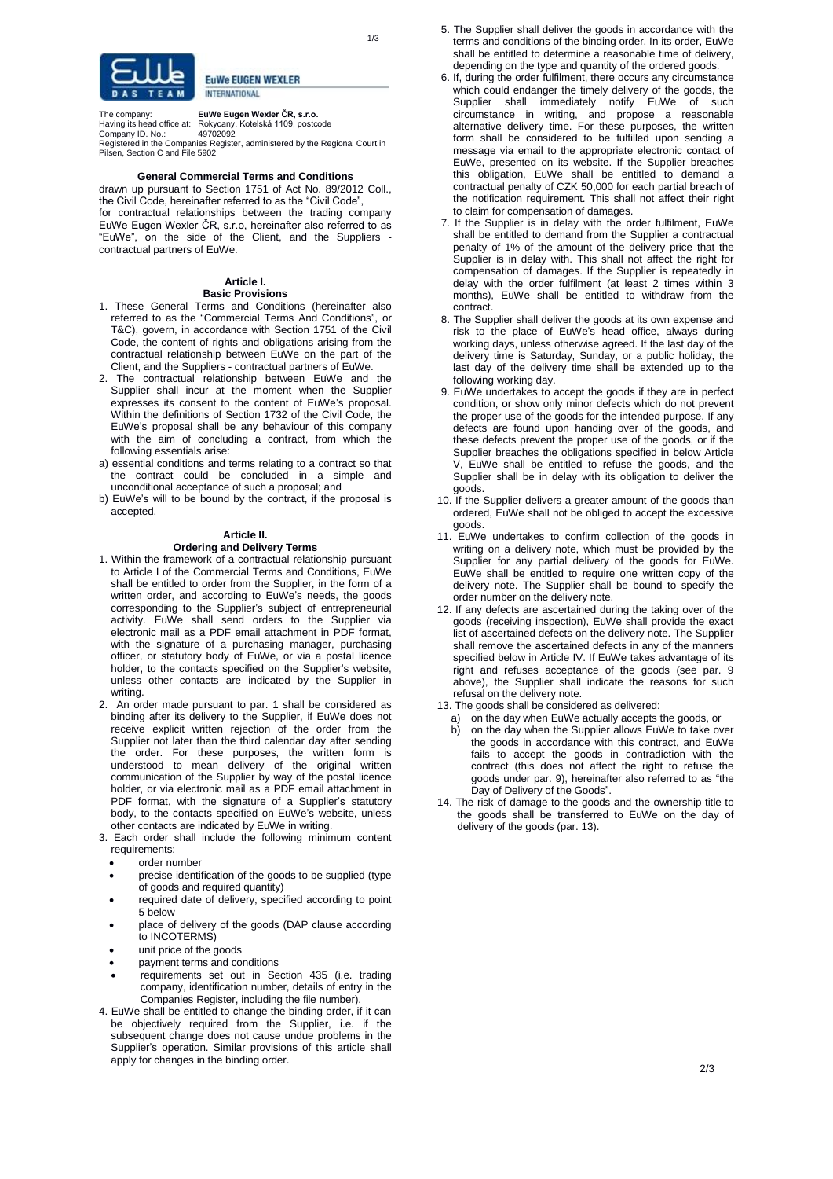**EuWe EUGEN WEXLER**
INTERNATIONAL

The company: **EuWe Eugen Wexler ČR, s.r.o.**
Having its head office at: Rokycany, Kotelská 1109, postcode
Company ID. No.: 49702092
Registered in the Companies Register, administered by the Regional Court in Pilsen, Section C and File 5902

### General Commercial Terms and Conditions

drawn up pursuant to Section 1751 of Act No. 89/2012 Coll., the Civil Code, hereinafter referred to as the "Civil Code", for contractual relationships between the trading company EuWe Eugen Wexler ČR, s.r.o, hereinafter also referred to as "EuWe", on the side of the Client, and the Suppliers - contractual partners of EuWe.

#### Article I.
#### Basic Provisions

1. These General Terms and Conditions (hereinafter also referred to as the "Commercial Terms And Conditions", or T&C), govern, in accordance with Section 1751 of the Civil Code, the content of rights and obligations arising from the contractual relationship between EuWe on the part of the Client, and the Suppliers - contractual partners of EuWe.
2. The contractual relationship between EuWe and the Supplier shall incur at the moment when the Supplier expresses its consent to the content of EuWe's proposal. Within the definitions of Section 1732 of the Civil Code, the EuWe's proposal shall be any behaviour of this company with the aim of concluding a contract, from which the following essentials arise:

a) essential conditions and terms relating to a contract so that the contract could be concluded in a simple and unconditional acceptance of such a proposal; and
b) EuWe's will to be bound by the contract, if the proposal is accepted.

#### Article II.
#### Ordering and Delivery Terms

1. Within the framework of a contractual relationship pursuant to Article I of the Commercial Terms and Conditions, EuWe shall be entitled to order from the Supplier, in the form of a written order, and according to EuWe's needs, the goods corresponding to the Supplier's subject of entrepreneurial activity. EuWe shall send orders to the Supplier via electronic mail as a PDF email attachment in PDF format, with the signature of a purchasing manager, purchasing officer, or statutory body of EuWe, or via a postal licence holder, to the contacts specified on the Supplier's website, unless other contacts are indicated by the Supplier in writing.
2. An order made pursuant to par. 1 shall be considered as binding after its delivery to the Supplier, if EuWe does not receive explicit written rejection of the order from the Supplier not later than the third calendar day after sending the order. For these purposes, the written form is understood to mean delivery of the original written communication of the Supplier by way of the postal licence holder, or via electronic mail as a PDF email attachment in PDF format, with the signature of a Supplier's statutory body, to the contacts specified on EuWe's website, unless other contacts are indicated by EuWe in writing.
3. Each order shall include the following minimum content requirements:
   - order number
   - precise identification of the goods to be supplied (type of goods and required quantity)
   - required date of delivery, specified according to point 5 below
   - place of delivery of the goods (DAP clause according to INCOTERMS)
   - unit price of the goods
   - payment terms and conditions
   - requirements set out in Section 435 (i.e. trading company, identification number, details of entry in the Companies Register, including the file number).
4. EuWe shall be entitled to change the binding order, if it can be objectively required from the Supplier, i.e. if the subsequent change does not cause undue problems in the Supplier's operation. Similar provisions of this article shall apply for changes in the binding order.
5. The Supplier shall deliver the goods in accordance with the terms and conditions of the binding order. In its order, EuWe shall be entitled to determine a reasonable time of delivery, depending on the type and quantity of the ordered goods.
6. If, during the order fulfilment, there occurs any circumstance which could endanger the timely delivery of the goods, the Supplier shall immediately notify EuWe of such circumstance in writing, and propose a reasonable alternative delivery time. For these purposes, the written form shall be considered to be fulfilled upon sending a message via email to the appropriate electronic contact of EuWe, presented on its website. If the Supplier breaches this obligation, EuWe shall be entitled to demand a contractual penalty of CZK 50,000 for each partial breach of the notification requirement. This shall not affect their right to claim for compensation of damages.
7. If the Supplier is in delay with the order fulfilment, EuWe shall be entitled to demand from the Supplier a contractual penalty of 1% of the amount of the delivery price that the Supplier is in delay with. This shall not affect the right for compensation of damages. If the Supplier is repeatedly in delay with the order fulfilment (at least 2 times within 3 months), EuWe shall be entitled to withdraw from the contract.
8. The Supplier shall deliver the goods at its own expense and risk to the place of EuWe's head office, always during working days, unless otherwise agreed. If the last day of the delivery time is Saturday, Sunday, or a public holiday, the last day of the delivery time shall be extended up to the following working day.
9. EuWe undertakes to accept the goods if they are in perfect condition, or show only minor defects which do not prevent the proper use of the goods for the intended purpose. If any defects are found upon handing over of the goods, and these defects prevent the proper use of the goods, or if the Supplier breaches the obligations specified in below Article V, EuWe shall be entitled to refuse the goods, and the Supplier shall be in delay with its obligation to deliver the goods.
10. If the Supplier delivers a greater amount of the goods than ordered, EuWe shall not be obliged to accept the excessive goods.
11. EuWe undertakes to confirm collection of the goods in writing on a delivery note, which must be provided by the Supplier for any partial delivery of the goods for EuWe. EuWe shall be entitled to require one written copy of the delivery note. The Supplier shall be bound to specify the order number on the delivery note.
12. If any defects are ascertained during the taking over of the goods (receiving inspection), EuWe shall provide the exact list of ascertained defects on the delivery note. The Supplier shall remove the ascertained defects in any of the manners specified below in Article IV. If EuWe takes advantage of its right and refuses acceptance of the goods (see par. 9 above), the Supplier shall indicate the reasons for such refusal on the delivery note.
13. The goods shall be considered as delivered:
    a) on the day when EuWe actually accepts the goods, or
    b) on the day when the Supplier allows EuWe to take over the goods in accordance with this contract, and EuWe fails to accept the goods in contradiction with the contract (this does not affect the right to refuse the goods under par. 9), hereinafter also referred to as "the Day of Delivery of the Goods".
14. The risk of damage to the goods and the ownership title to the goods shall be transferred to EuWe on the day of delivery of the goods (par. 13).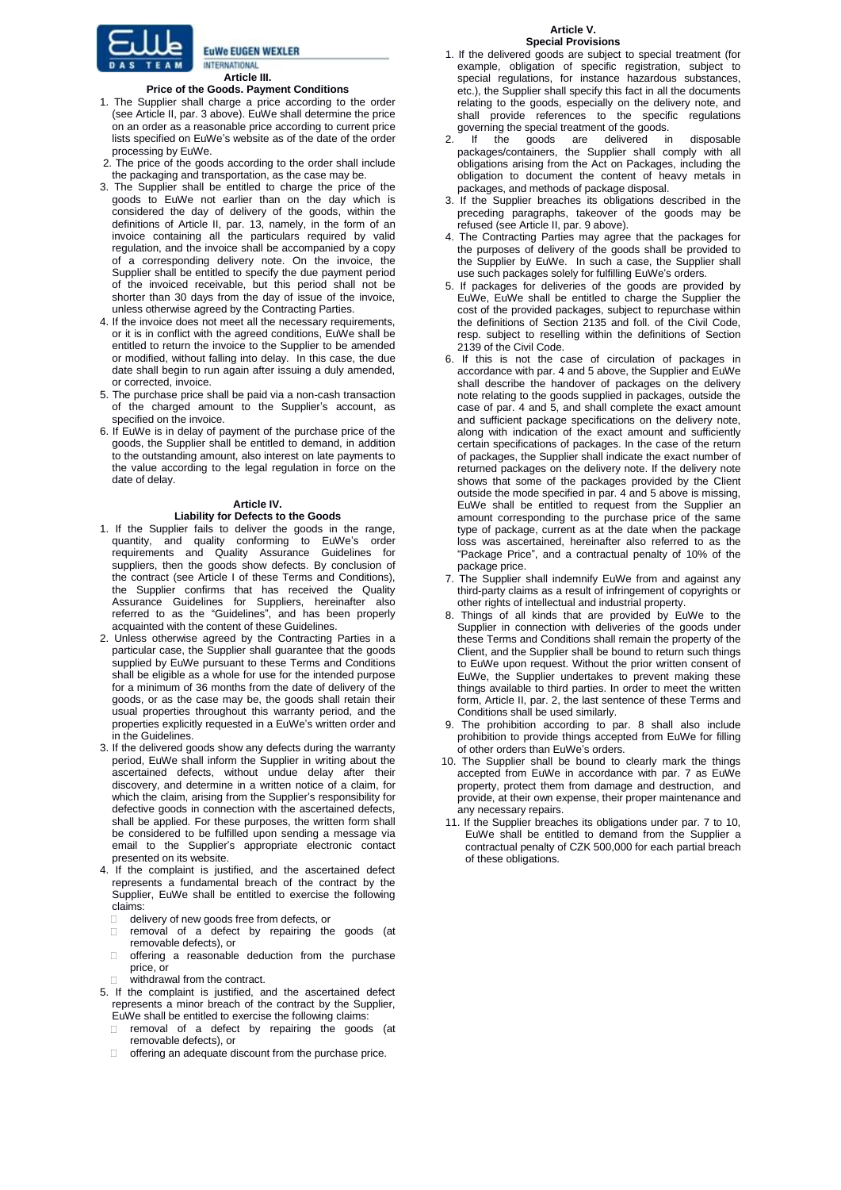## Article III.

### Price of the Goods. Payment Conditions

1. The Supplier shall charge a price according to the order (see Article II, par. 3 above). EuWe shall determine the price on an order as a reasonable price according to current price lists specified on EuWe's website as of the date of the order processing by EuWe.
2. The price of the goods according to the order shall include the packaging and transportation, as the case may be.
3. The Supplier shall be entitled to charge the price of the goods to EuWe not earlier than on the day which is considered the day of delivery of the goods, within the definitions of Article II, par. 13, namely, in the form of an invoice containing all the particulars required by valid regulation, and the invoice shall be accompanied by a copy of a corresponding delivery note. On the invoice, the Supplier shall be entitled to specify the due payment period of the invoiced receivable, but this period shall not be shorter than 30 days from the day of issue of the invoice, unless otherwise agreed by the Contracting Parties.
4. If the invoice does not meet all the necessary requirements, or it is in conflict with the agreed conditions, EuWe shall be entitled to return the invoice to the Supplier to be amended or modified, without falling into delay. In this case, the due date shall begin to run again after issuing a duly amended, or corrected, invoice.
5. The purchase price shall be paid via a non-cash transaction of the charged amount to the Supplier's account, as specified on the invoice.
6. If EuWe is in delay of payment of the purchase price of the goods, the Supplier shall be entitled to demand, in addition to the outstanding amount, also interest on late payments to the value according to the legal regulation in force on the date of delay.

## Article IV.

### Liability for Defects to the Goods

1. If the Supplier fails to deliver the goods in the range, quantity, and quality conforming to EuWe's order requirements and Quality Assurance Guidelines for suppliers, then the goods show defects. By conclusion of the contract (see Article I of these Terms and Conditions), the Supplier confirms that has received the Quality Assurance Guidelines for Suppliers, hereinafter also referred to as the "Guidelines", and has been properly acquainted with the content of these Guidelines.
2. Unless otherwise agreed by the Contracting Parties in a particular case, the Supplier shall guarantee that the goods supplied by EuWe pursuant to these Terms and Conditions shall be eligible as a whole for use for the intended purpose for a minimum of 36 months from the date of delivery of the goods, or as the case may be, the goods shall retain their usual properties throughout this warranty period, and the properties explicitly requested in a EuWe's written order and in the Guidelines.
3. If the delivered goods show any defects during the warranty period, EuWe shall inform the Supplier in writing about the ascertained defects, without undue delay after their discovery, and determine in a written notice of a claim, for which the claim, arising from the Supplier's responsibility for defective goods in connection with the ascertained defects, shall be applied. For these purposes, the written form shall be considered to be fulfilled upon sending a message via email to the Supplier's appropriate electronic contact presented on its website.
4. If the complaint is justified, and the ascertained defect represents a fundamental breach of the contract by the Supplier, EuWe shall be entitled to exercise the following claims:
   - delivery of new goods free from defects, or
   - removal of a defect by repairing the goods (at removable defects), or
   - offering a reasonable deduction from the purchase price, or
   - withdrawal from the contract.
5. If the complaint is justified, and the ascertained defect represents a minor breach of the contract by the Supplier, EuWe shall be entitled to exercise the following claims:
   - removal of a defect by repairing the goods (at removable defects), or
   - offering an adequate discount from the purchase price.

## Article V.

### Special Provisions

1. If the delivered goods are subject to special treatment (for example, obligation of specific registration, subject to special regulations, for instance hazardous substances, etc.), the Supplier shall specify this fact in all the documents relating to the goods, especially on the delivery note, and shall provide references to the specific regulations governing the special treatment of the goods.
2. If the goods are delivered in disposable packages/containers, the Supplier shall comply with all obligations arising from the Act on Packages, including the obligation to document the content of heavy metals in packages, and methods of package disposal.
3. If the Supplier breaches its obligations described in the preceding paragraphs, takeover of the goods may be refused (see Article II, par. 9 above).
4. The Contracting Parties may agree that the packages for the purposes of delivery of the goods shall be provided to the Supplier by EuWe. In such a case, the Supplier shall use such packages solely for fulfilling EuWe's orders.
5. If packages for deliveries of the goods are provided by EuWe, EuWe shall be entitled to charge the Supplier the cost of the provided packages, subject to repurchase within the definitions of Section 2135 and foll. of the Civil Code, resp. subject to reselling within the definitions of Section 2139 of the Civil Code.
6. If this is not the case of circulation of packages in accordance with par. 4 and 5 above, the Supplier and EuWe shall describe the handover of packages on the delivery note relating to the goods supplied in packages, outside the case of par. 4 and 5, and shall complete the exact amount and sufficient package specifications on the delivery note, along with indication of the exact amount and sufficiently certain specifications of packages. In the case of the return of packages, the Supplier shall indicate the exact number of returned packages on the delivery note. If the delivery note shows that some of the packages provided by the Client outside the mode specified in par. 4 and 5 above is missing, EuWe shall be entitled to request from the Supplier an amount corresponding to the purchase price of the same type of package, current as at the date when the package loss was ascertained, hereinafter also referred to as the "Package Price", and a contractual penalty of 10% of the package price.
7. The Supplier shall indemnify EuWe from and against any third-party claims as a result of infringement of copyrights or other rights of intellectual and industrial property.
8. Things of all kinds that are provided by EuWe to the Supplier in connection with deliveries of the goods under these Terms and Conditions shall remain the property of the Client, and the Supplier shall be bound to return such things to EuWe upon request. Without the prior written consent of EuWe, the Supplier undertakes to prevent making these things available to third parties. In order to meet the written form, Article II, par. 2, the last sentence of these Terms and Conditions shall be used similarly.
9. The prohibition according to par. 8 shall also include prohibition to provide things accepted from EuWe for filling of other orders than EuWe's orders.
10. The Supplier shall be bound to clearly mark the things accepted from EuWe in accordance with par. 7 as EuWe property, protect them from damage and destruction, and provide, at their own expense, their proper maintenance and any necessary repairs.
11. If the Supplier breaches its obligations under par. 7 to 10, EuWe shall be entitled to demand from the Supplier a contractual penalty of CZK 500,000 for each partial breach of these obligations.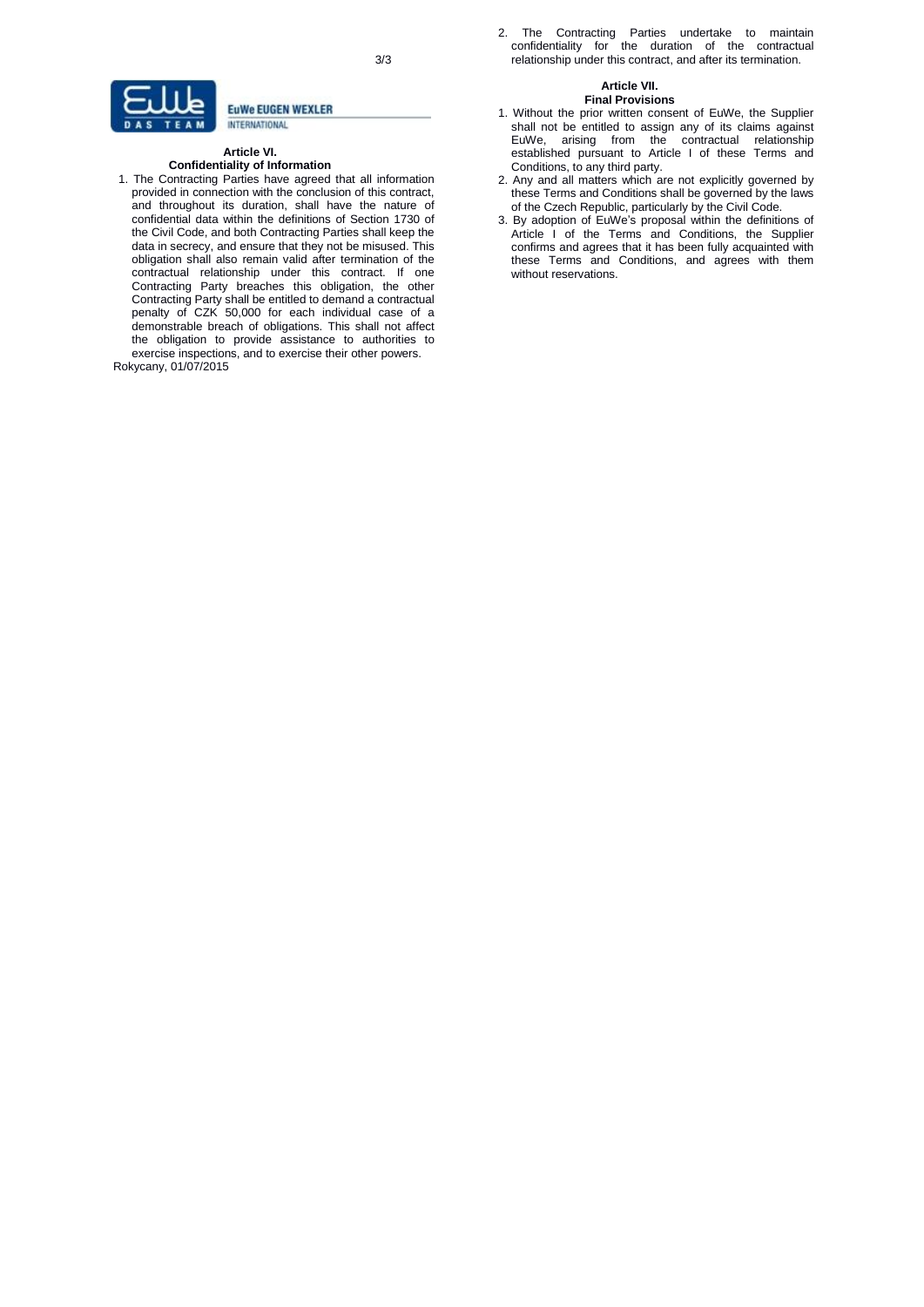**EuWe EUGEN WEXLER**
INTERNATIONAL

### Article VI.
### Confidentiality of Information

1. The Contracting Parties have agreed that all information provided in connection with the conclusion of this contract, and throughout its duration, shall have the nature of confidential data within the definitions of Section 1730 of the Civil Code, and both Contracting Parties shall keep the data in secrecy, and ensure that they not be misused. This obligation shall also remain valid after termination of the contractual relationship under this contract. If one Contracting Party breaches this obligation, the other Contracting Party shall be entitled to demand a contractual penalty of CZK 50,000 for each individual case of a demonstrable breach of obligations. This shall not affect the obligation to provide assistance to authorities to exercise inspections, and to exercise their other powers.
2. The Contracting Parties undertake to maintain confidentiality for the duration of the contractual relationship under this contract, and after its termination.

### Article VII.
### Final Provisions

1. Without the prior written consent of EuWe, the Supplier shall not be entitled to assign any of its claims against EuWe, arising from the contractual relationship established pursuant to Article I of these Terms and Conditions, to any third party.
2. Any and all matters which are not explicitly governed by these Terms and Conditions shall be governed by the laws of the Czech Republic, particularly by the Civil Code.
3. By adoption of EuWe's proposal within the definitions of Article I of the Terms and Conditions, the Supplier confirms and agrees that it has been fully acquainted with these Terms and Conditions, and agrees with them without reservations.

Rokycany, 01/07/2015